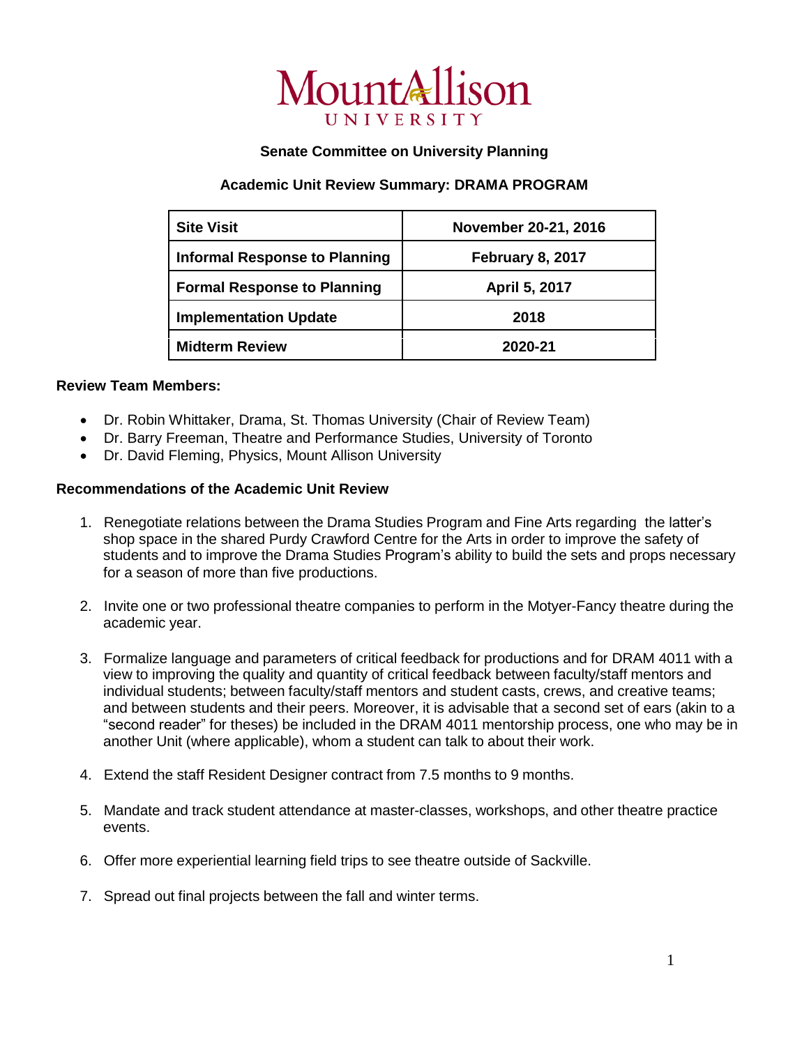# Mount Allison University

## Senate Committee on University Planning

### Academic Unit Review Summary: DRAMA PROGRAM

| Site Visit | November 20-21, 2016 |
|---|---|
| Informal Response to Planning | February 8, 2017 |
| Formal Response to Planning | April 5, 2017 |
| Implementation Update | 2018 |
| Midterm Review | 2020-21 |

**Review Team Members:**

- Dr. Robin Whittaker, Drama, St. Thomas University (Chair of Review Team)
- Dr. Barry Freeman, Theatre and Performance Studies, University of Toronto
- Dr. David Fleming, Physics, Mount Allison University

**Recommendations of the Academic Unit Review**

1. Renegotiate relations between the Drama Studies Program and Fine Arts regarding the latter's shop space in the shared Purdy Crawford Centre for the Arts in order to improve the safety of students and to improve the Drama Studies Program's ability to build the sets and props necessary for a season of more than five productions.

2. Invite one or two professional theatre companies to perform in the Motyer-Fancy theatre during the academic year.

3. Formalize language and parameters of critical feedback for productions and for DRAM 4011 with a view to improving the quality and quantity of critical feedback between faculty/staff mentors and individual students; between faculty/staff mentors and student casts, crews, and creative teams; and between students and their peers. Moreover, it is advisable that a second set of ears (akin to a "second reader" for theses) be included in the DRAM 4011 mentorship process, one who may be in another Unit (where applicable), whom a student can talk to about their work.

4. Extend the staff Resident Designer contract from 7.5 months to 9 months.

5. Mandate and track student attendance at master-classes, workshops, and other theatre practice events.

6. Offer more experiential learning field trips to see theatre outside of Sackville.

7. Spread out final projects between the fall and winter terms.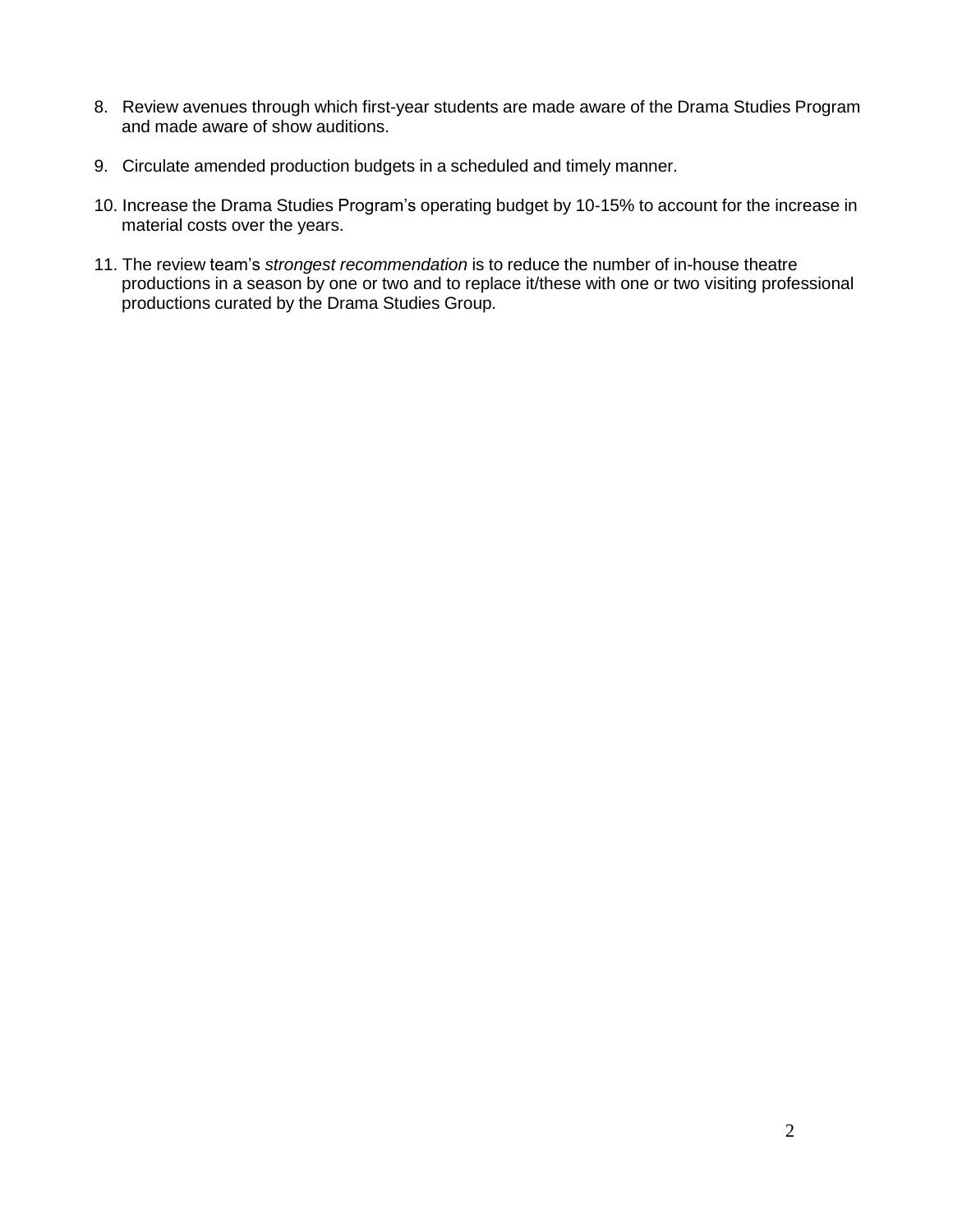8. Review avenues through which first-year students are made aware of the Drama Studies Program and made aware of show auditions.

9. Circulate amended production budgets in a scheduled and timely manner.

10. Increase the Drama Studies Program's operating budget by 10-15% to account for the increase in material costs over the years.

11. The review team's *strongest recommendation* is to reduce the number of in-house theatre productions in a season by one or two and to replace it/these with one or two visiting professional productions curated by the Drama Studies Group.